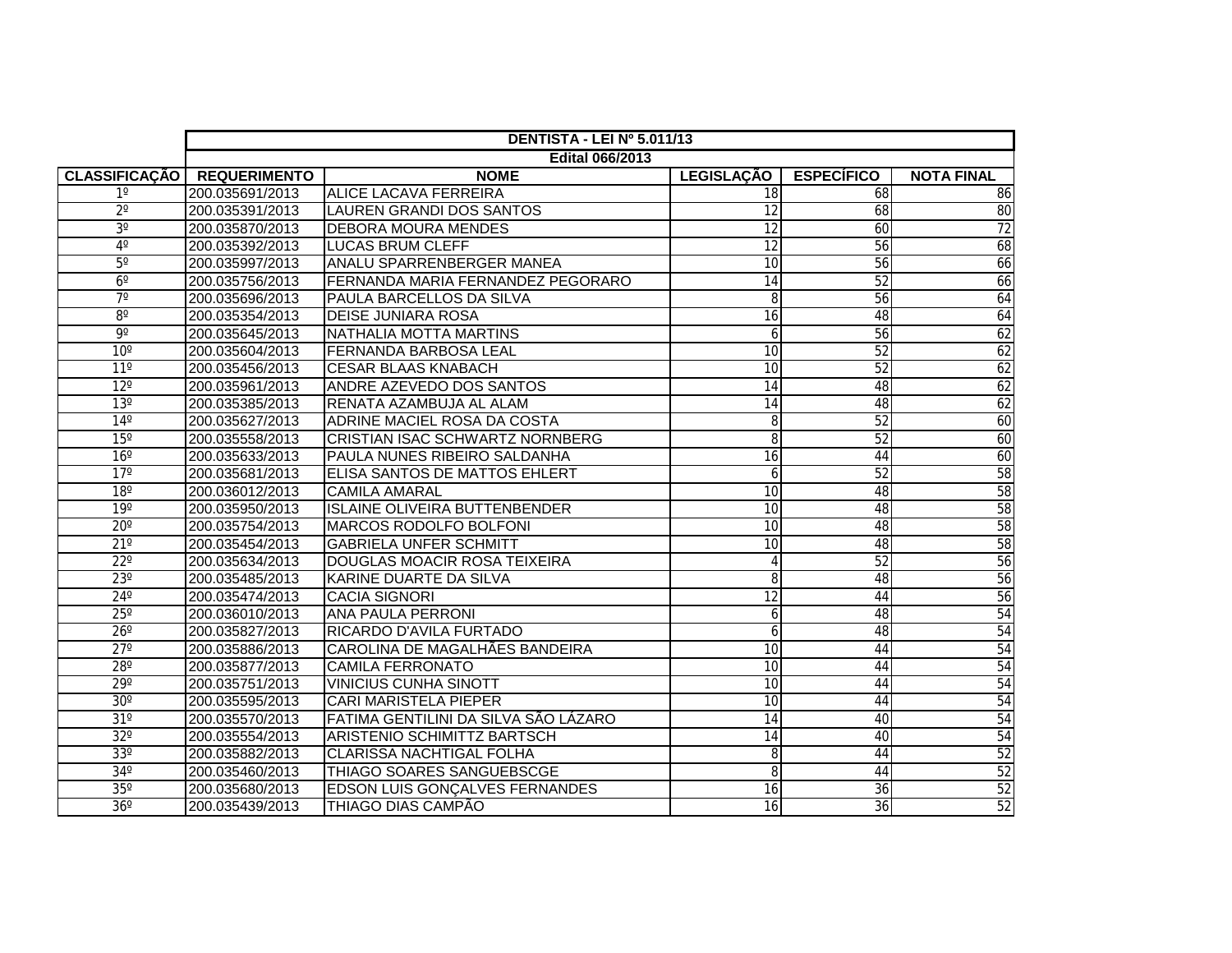| | DENTISTA - LEI Nº 5.011/13 | | | | |
|---|---|---|---|---|---|
| | Edital 066/2013 | | | | |
| CLASSIFICAÇÃO | REQUERIMENTO | NOME | LEGISLAÇÃO | ESPECÍFICO | NOTA FINAL |
| 1º | 200.035691/2013 | ALICE LACAVA FERREIRA | 18 | 68 | 86 |
| 2º | 200.035391/2013 | LAUREN GRANDI DOS SANTOS | 12 | 68 | 80 |
| 3º | 200.035870/2013 | DEBORA MOURA MENDES | 12 | 60 | 72 |
| 4º | 200.035392/2013 | LUCAS BRUM CLEFF | 12 | 56 | 68 |
| 5º | 200.035997/2013 | ANALU SPARRENBERGER MANEA | 10 | 56 | 66 |
| 6º | 200.035756/2013 | FERNANDA MARIA FERNANDEZ PEGORARO | 14 | 52 | 66 |
| 7º | 200.035696/2013 | PAULA BARCELLOS DA SILVA | 8 | 56 | 64 |
| 8º | 200.035354/2013 | DEISE JUNIARA ROSA | 16 | 48 | 64 |
| 9º | 200.035645/2013 | NATHALIA MOTTA MARTINS | 6 | 56 | 62 |
| 10º | 200.035604/2013 | FERNANDA BARBOSA LEAL | 10 | 52 | 62 |
| 11º | 200.035456/2013 | CESAR BLAAS KNABACH | 10 | 52 | 62 |
| 12º | 200.035961/2013 | ANDRE AZEVEDO DOS SANTOS | 14 | 48 | 62 |
| 13º | 200.035385/2013 | RENATA AZAMBUJA AL ALAM | 14 | 48 | 62 |
| 14º | 200.035627/2013 | ADRINE MACIEL ROSA DA COSTA | 8 | 52 | 60 |
| 15º | 200.035558/2013 | CRISTIAN ISAC SCHWARTZ NORNBERG | 8 | 52 | 60 |
| 16º | 200.035633/2013 | PAULA NUNES RIBEIRO SALDANHA | 16 | 44 | 60 |
| 17º | 200.035681/2013 | ELISA SANTOS DE MATTOS EHLERT | 6 | 52 | 58 |
| 18º | 200.036012/2013 | CAMILA AMARAL | 10 | 48 | 58 |
| 19º | 200.035950/2013 | ISLAINE OLIVEIRA BUTTENBENDER | 10 | 48 | 58 |
| 20º | 200.035754/2013 | MARCOS RODOLFO BOLFONI | 10 | 48 | 58 |
| 21º | 200.035454/2013 | GABRIELA UNFER SCHMITT | 10 | 48 | 58 |
| 22º | 200.035634/2013 | DOUGLAS MOACIR ROSA TEIXEIRA | 4 | 52 | 56 |
| 23º | 200.035485/2013 | KARINE DUARTE DA SILVA | 8 | 48 | 56 |
| 24º | 200.035474/2013 | CACIA SIGNORI | 12 | 44 | 56 |
| 25º | 200.036010/2013 | ANA PAULA PERRONI | 6 | 48 | 54 |
| 26º | 200.035827/2013 | RICARDO D'AVILA FURTADO | 6 | 48 | 54 |
| 27º | 200.035886/2013 | CAROLINA DE MAGALHÃES BANDEIRA | 10 | 44 | 54 |
| 28º | 200.035877/2013 | CAMILA FERRONATO | 10 | 44 | 54 |
| 29º | 200.035751/2013 | VINICIUS CUNHA SINOTT | 10 | 44 | 54 |
| 30º | 200.035595/2013 | CARI MARISTELA PIEPER | 10 | 44 | 54 |
| 31º | 200.035570/2013 | FATIMA GENTILINI DA SILVA SÃO LÁZARO | 14 | 40 | 54 |
| 32º | 200.035554/2013 | ARISTENIO SCHIMITTZ BARTSCH | 14 | 40 | 54 |
| 33º | 200.035882/2013 | CLARISSA NACHTIGAL FOLHA | 8 | 44 | 52 |
| 34º | 200.035460/2013 | THIAGO SOARES SANGUEBSCGE | 8 | 44 | 52 |
| 35º | 200.035680/2013 | EDSON LUIS GONÇALVES FERNANDES | 16 | 36 | 52 |
| 36º | 200.035439/2013 | THIAGO DIAS CAMPÃO | 16 | 36 | 52 |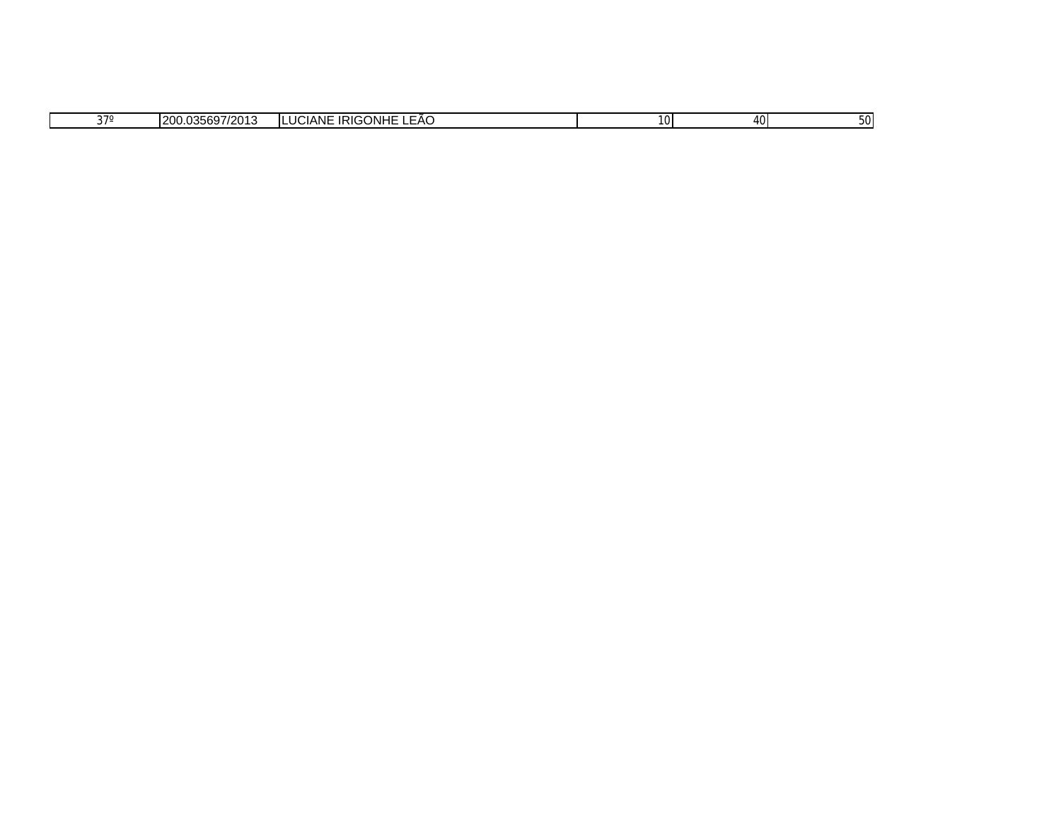| | | | | | |
|---|---|---|---|---|---|
| 37º | 200.035697/2013 | LUCIANE IRIGONHE LEÃO | 10 | 40 | 50 |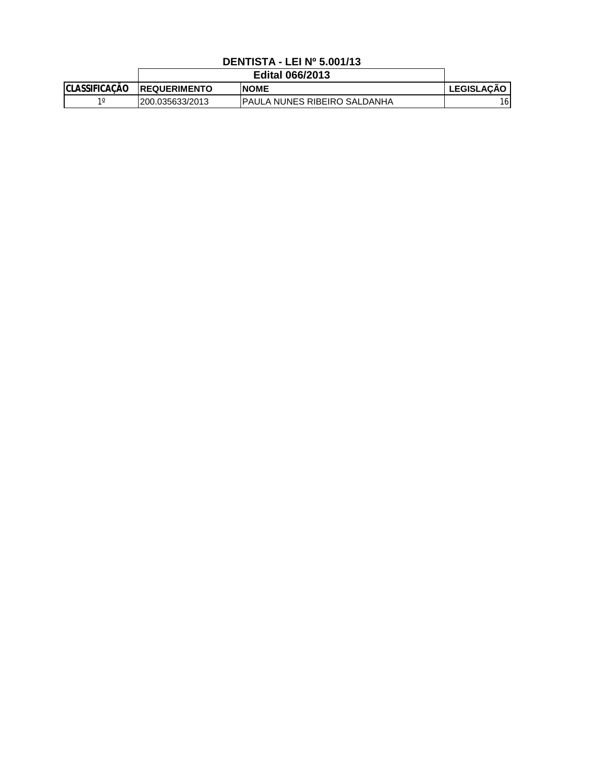## DENTISTA - LEI Nº 5.001/13

| | Edital 066/2013 | | |
|---|---|---|---|
| CLASSIFICAÇÃO | REQUERIMENTO | NOME | LEGISLAÇÃO |
| 1º | 200.035633/2013 | PAULA NUNES RIBEIRO SALDANHA | 16 |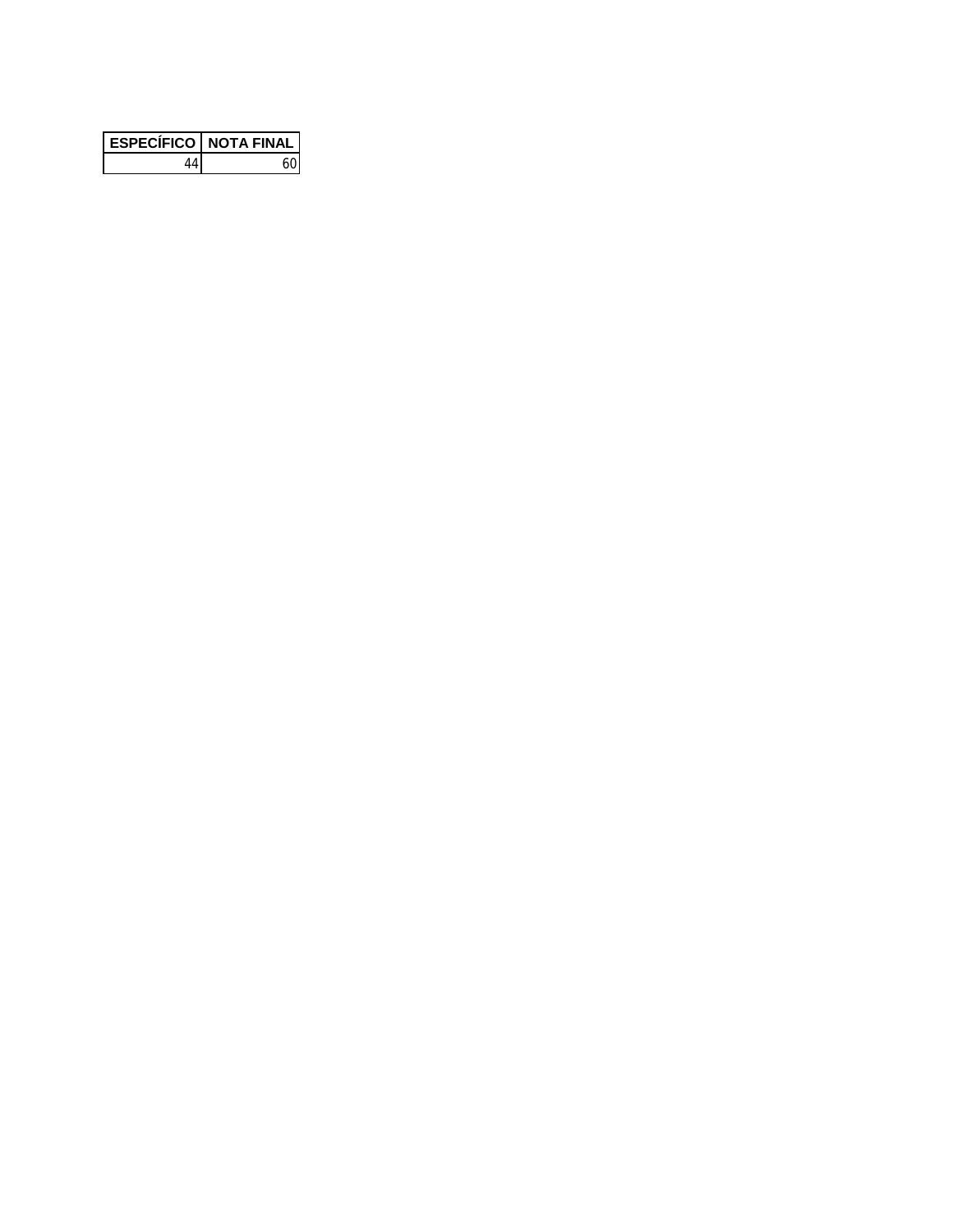| ESPECÍFICO | NOTA FINAL |
|---|---|
| 44 | 60 |